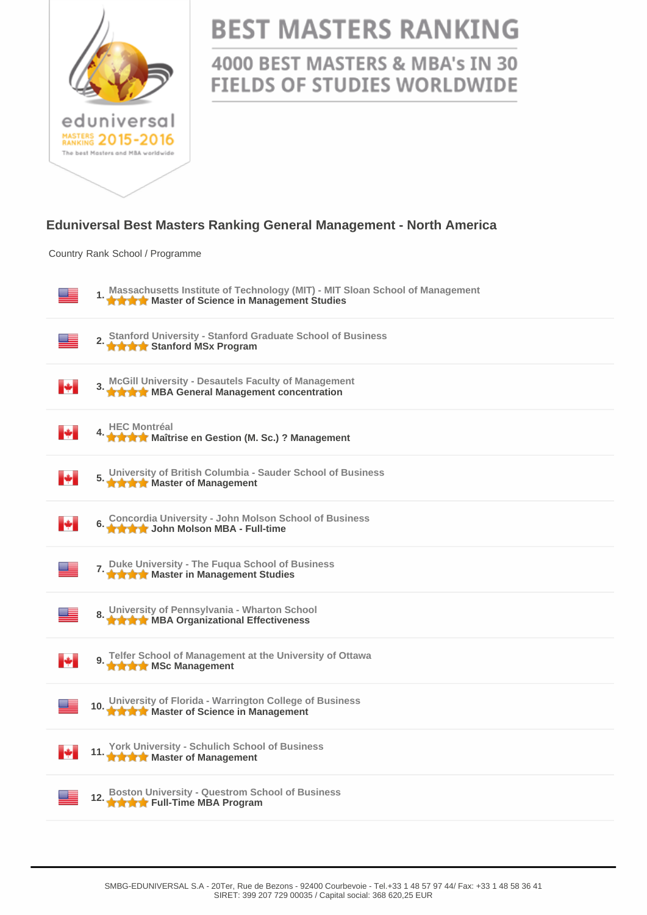eduniversal MASTERS RANKING 2015-2016 The best Masters and MBA worldwide

# BEST MASTERS RANKING

## 4000 BEST MASTERS & MBA's IN 30 FIELDS OF STUDIES WORLDWIDE

### Eduniversal Best Masters Ranking General Management - North America

| Country | Rank | School / Programme |
|---|---|---|
| USA | 1. | Massachusetts Institute of Technology (MIT) - MIT Sloan School of Management<br>**Master of Science in Management Studies** |
| USA | 2. | Stanford University - Stanford Graduate School of Business<br>**Stanford MSx Program** |
| Canada | 3. | McGill University - Desautels Faculty of Management<br>**MBA General Management concentration** |
| Canada | 4. | HEC Montréal<br>**Maîtrise en Gestion (M. Sc.) ? Management** |
| Canada | 5. | University of British Columbia - Sauder School of Business<br>**Master of Management** |
| Canada | 6. | Concordia University - John Molson School of Business<br>**John Molson MBA - Full-time** |
| USA | 7. | Duke University - The Fuqua School of Business<br>**Master in Management Studies** |
| USA | 8. | University of Pennsylvania - Wharton School<br>**MBA Organizational Effectiveness** |
| Canada | 9. | Telfer School of Management at the University of Ottawa<br>**MSc Management** |
| USA | 10. | University of Florida - Warrington College of Business<br>**Master of Science in Management** |
| Canada | 11. | York University - Schulich School of Business<br>**Master of Management** |
| USA | 12. | Boston University - Questrom School of Business<br>**Full-Time MBA Program** |

SMBG-EDUNIVERSAL S.A - 20Ter, Rue de Bezons - 92400 Courbevoie - Tel.+33 1 48 57 97 44/ Fax: +33 1 48 58 36 41
SIRET: 399 207 729 00035 / Capital social: 368 620,25 EUR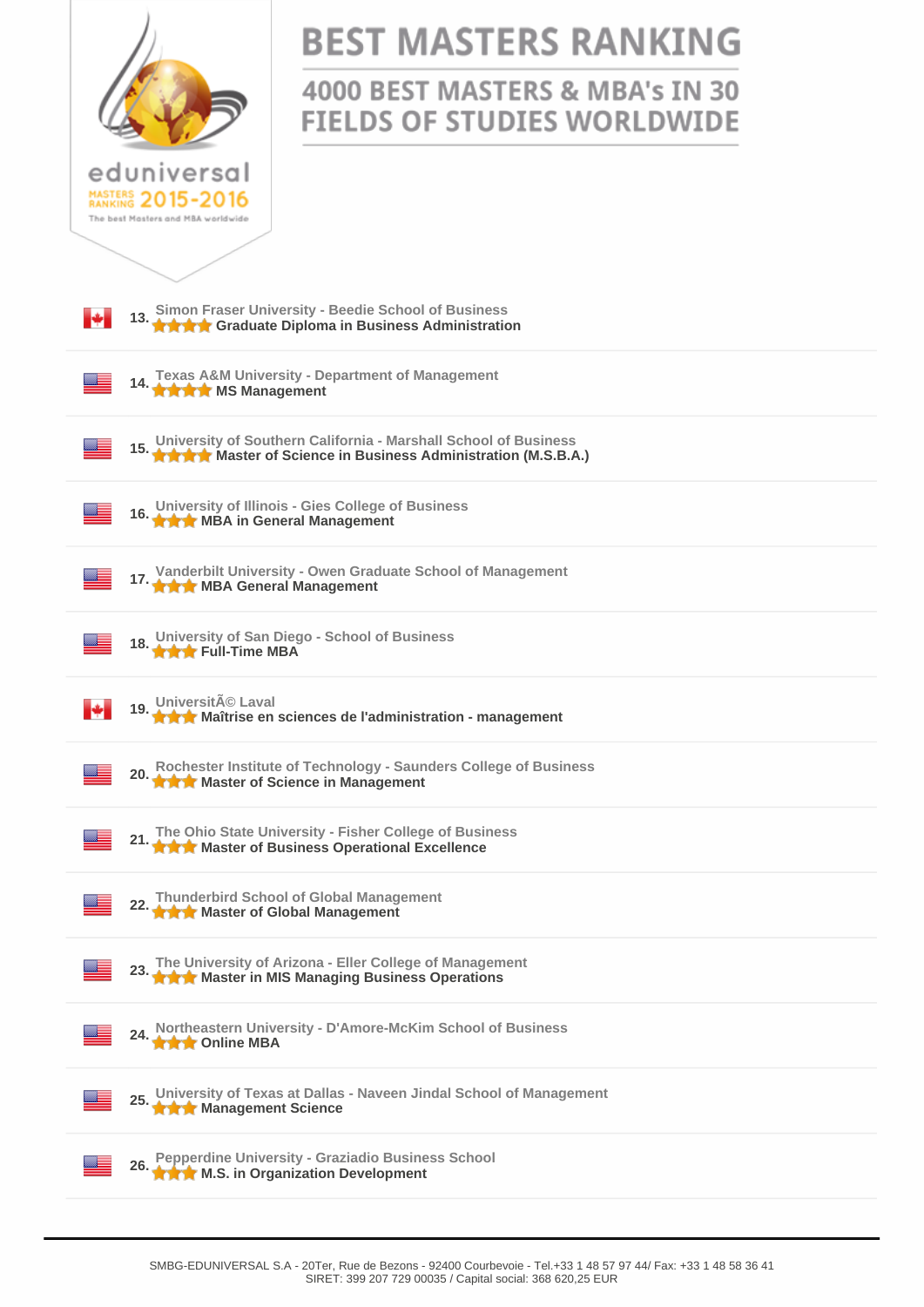# BEST MASTERS RANKING

## 4000 BEST MASTERS & MBA's IN 30 FIELDS OF STUDIES WORLDWIDE

eduniversal MASTERS RANKING 2015-2016 The best Masters and MBA worldwide

13. Simon Fraser University - Beedie School of Business
**Graduate Diploma in Business Administration**

14. Texas A&M University - Department of Management
**MS Management**

15. University of Southern California - Marshall School of Business
**Master of Science in Business Administration (M.S.B.A.)**

16. University of Illinois - Gies College of Business
**MBA in General Management**

17. Vanderbilt University - Owen Graduate School of Management
**MBA General Management**

18. University of San Diego - School of Business
**Full-Time MBA**

19. UniversitÃ© Laval
**Maîtrise en sciences de l'administration - management**

20. Rochester Institute of Technology - Saunders College of Business
**Master of Science in Management**

21. The Ohio State University - Fisher College of Business
**Master of Business Operational Excellence**

22. Thunderbird School of Global Management
**Master of Global Management**

23. The University of Arizona - Eller College of Management
**Master in MIS Managing Business Operations**

24. Northeastern University - D'Amore-McKim School of Business
**Online MBA**

25. University of Texas at Dallas - Naveen Jindal School of Management
**Management Science**

26. Pepperdine University - Graziadio Business School
**M.S. in Organization Development**

SMBG-EDUNIVERSAL S.A - 20Ter, Rue de Bezons - 92400 Courbevoie - Tel.+33 1 48 57 97 44/ Fax: +33 1 48 58 36 41
SIRET: 399 207 729 00035 / Capital social: 368 620,25 EUR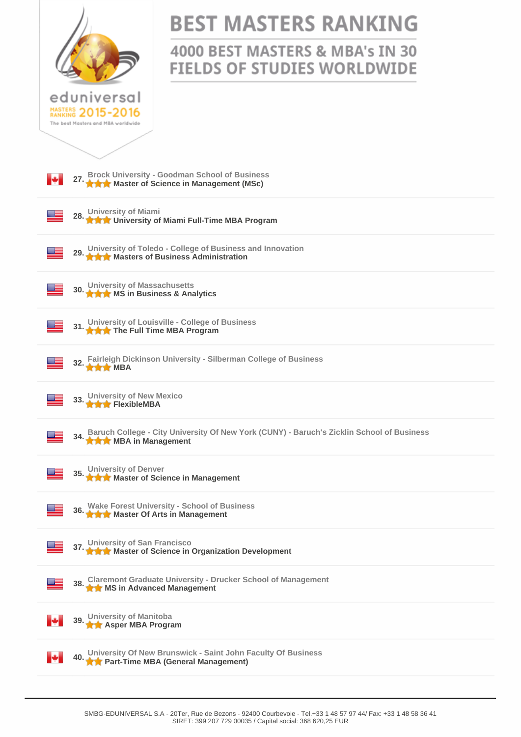# BEST MASTERS RANKING

## 4000 BEST MASTERS & MBA's IN 30 FIELDS OF STUDIES WORLDWIDE

eduniversal MASTERS RANKING 2015-2016
The best Masters and MBA worldwide

27. Brock University - Goodman School of Business
**Master of Science in Management (MSc)**

28. University of Miami
**University of Miami Full-Time MBA Program**

29. University of Toledo - College of Business and Innovation
**Masters of Business Administration**

30. University of Massachusetts
**MS in Business & Analytics**

31. University of Louisville - College of Business
**The Full Time MBA Program**

32. Fairleigh Dickinson University - Silberman College of Business
**MBA**

33. University of New Mexico
**FlexibleMBA**

34. Baruch College - City University Of New York (CUNY) - Baruch's Zicklin School of Business
**MBA in Management**

35. University of Denver
**Master of Science in Management**

36. Wake Forest University - School of Business
**Master Of Arts in Management**

37. University of San Francisco
**Master of Science in Organization Development**

38. Claremont Graduate University - Drucker School of Management
**MS in Advanced Management**

39. University of Manitoba
**Asper MBA Program**

40. University Of New Brunswick - Saint John Faculty Of Business
**Part-Time MBA (General Management)**

SMBG-EDUNIVERSAL S.A - 20Ter, Rue de Bezons - 92400 Courbevoie - Tel.+33 1 48 57 97 44/ Fax: +33 1 48 58 36 41
SIRET: 399 207 729 00035 / Capital social: 368 620,25 EUR